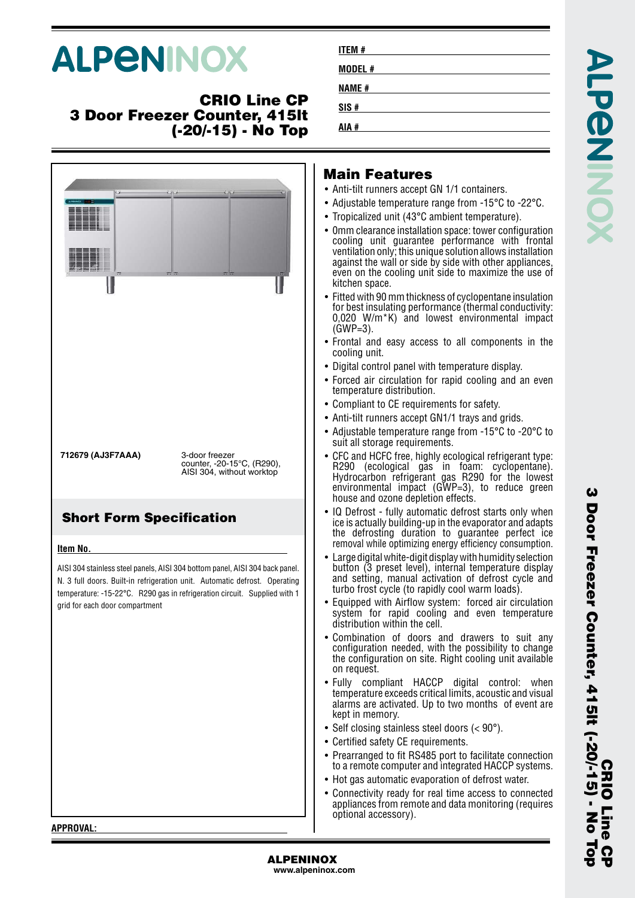# ALPENINOX

## CRIO Line CP
## 3 Door Freezer Counter, 415lt (-20/-15) - No Top

**ITEM #**

**MODEL #**

**NAME #**

**SIS #**

**AIA #**

| | |
|---|---|
| **712679 (AJ3F7AAA)** | 3-door freezer counter, -20-15°C, (R290), AISI 304, without worktop |

## Short Form Specification

**Item No.**

AISI 304 stainless steel panels, AISI 304 bottom panel, AISI 304 back panel. N. 3 full doors. Built-in refrigeration unit. Automatic defrost. Operating temperature: -15-22°C. R290 gas in refrigeration circuit. Supplied with 1 grid for each door compartment

## Main Features

- Anti-tilt runners accept GN 1/1 containers.
- Adjustable temperature range from -15°C to -22°C.
- Tropicalized unit (43°C ambient temperature).
- 0mm clearance installation space: tower configuration cooling unit guarantee performance with frontal ventilation only; this unique solution allows installation against the wall or side by side with other appliances, even on the cooling unit side to maximize the use of kitchen space.
- Fitted with 90 mm thickness of cyclopentane insulation for best insulating performance (thermal conductivity: 0,020 W/m*K) and lowest environmental impact (GWP=3).
- Frontal and easy access to all components in the cooling unit.
- Digital control panel with temperature display.
- Forced air circulation for rapid cooling and an even temperature distribution.
- Compliant to CE requirements for safety.
- Anti-tilt runners accept GN1/1 trays and grids.
- Adjustable temperature range from -15°C to -20°C to suit all storage requirements.
- CFC and HCFC free, highly ecological refrigerant type: R290 (ecological gas in foam: cyclopentane). Hydrocarbon refrigerant gas R290 for the lowest environmental impact (GWP=3), to reduce green house and ozone depletion effects.
- IQ Defrost - fully automatic defrost starts only when ice is actually building-up in the evaporator and adapts the defrosting duration to guarantee perfect ice removal while optimizing energy efficiency consumption.
- Large digital white-digit display with humidity selection button (3 preset level), internal temperature display and setting, manual activation of defrost cycle and turbo frost cycle (to rapidly cool warm loads).
- Equipped with Airflow system: forced air circulation system for rapid cooling and even temperature distribution within the cell.
- Combination of doors and drawers to suit any configuration needed, with the possibility to change the configuration on site. Right cooling unit available on request.
- Fully compliant HACCP digital control: when temperature exceeds critical limits, acoustic and visual alarms are activated. Up to two months of event are kept in memory.
- Self closing stainless steel doors (< 90°).
- Certified safety CE requirements.
- Prearranged to fit RS485 port to facilitate connection to a remote computer and integrated HACCP systems.
- Hot gas automatic evaporation of defrost water.
- Connectivity ready for real time access to connected appliances from remote and data monitoring (requires optional accessory).

**APPROVAL:**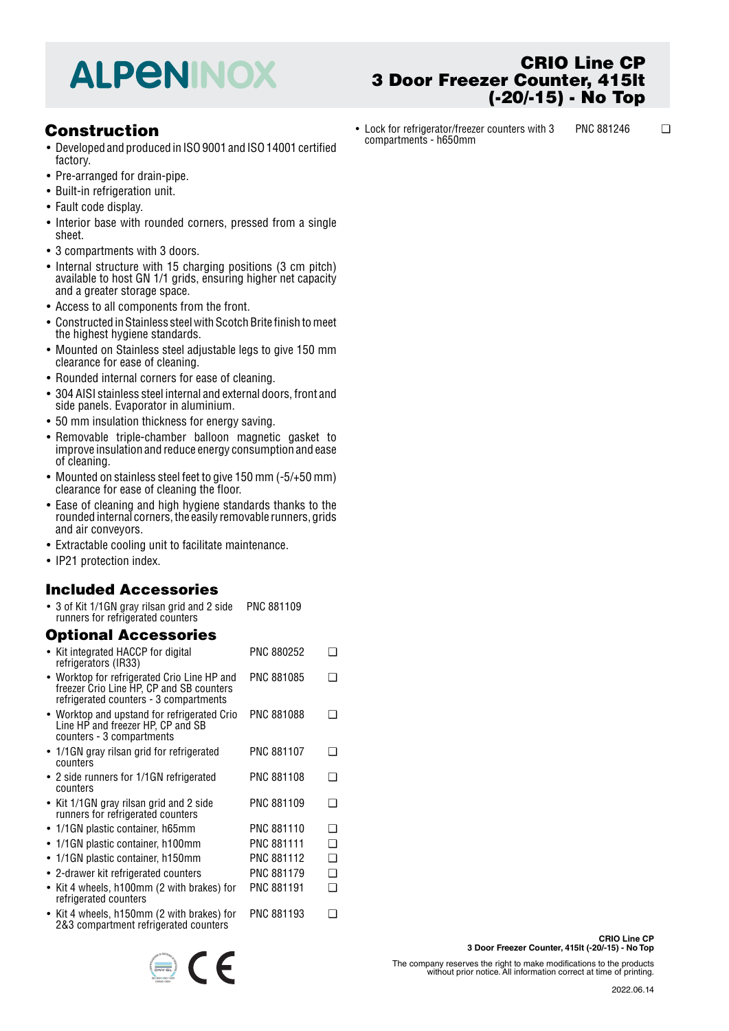# ALPENINOX

## CRIO Line CP 3 Door Freezer Counter, 415lt (-20/-15) - No Top

## Construction

- Developed and produced in ISO 9001 and ISO 14001 certified factory.
- Pre-arranged for drain-pipe.
- Built-in refrigeration unit.
- Fault code display.
- Interior base with rounded corners, pressed from a single sheet.
- 3 compartments with 3 doors.
- Internal structure with 15 charging positions (3 cm pitch) available to host GN 1/1 grids, ensuring higher net capacity and a greater storage space.
- Access to all components from the front.
- Constructed in Stainless steel with Scotch Brite finish to meet the highest hygiene standards.
- Mounted on Stainless steel adjustable legs to give 150 mm clearance for ease of cleaning.
- Rounded internal corners for ease of cleaning.
- 304 AISI stainless steel internal and external doors, front and side panels. Evaporator in aluminium.
- 50 mm insulation thickness for energy saving.
- Removable triple-chamber balloon magnetic gasket to improve insulation and reduce energy consumption and ease of cleaning.
- Mounted on stainless steel feet to give 150 mm (-5/+50 mm) clearance for ease of cleaning the floor.
- Ease of cleaning and high hygiene standards thanks to the rounded internal corners, the easily removable runners, grids and air conveyors.
- Extractable cooling unit to facilitate maintenance.
- IP21 protection index.

## Included Accessories

- 3 of Kit 1/1GN gray rilsan grid and 2 side runners for refrigerated counters — PNC 881109

## Optional Accessories

- Kit integrated HACCP for digital refrigerators (IR33) — PNC 880252 ❑
- Worktop for refrigerated Crio Line HP and freezer Crio Line HP, CP and SB counters refrigerated counters - 3 compartments — PNC 881085 ❑
- Worktop and upstand for refrigerated Crio Line HP and freezer HP, CP and SB counters - 3 compartments — PNC 881088 ❑
- 1/1GN gray rilsan grid for refrigerated counters — PNC 881107 ❑
- 2 side runners for 1/1GN refrigerated counters — PNC 881108 ❑
- Kit 1/1GN gray rilsan grid and 2 side runners for refrigerated counters — PNC 881109 ❑
- 1/1GN plastic container, h65mm — PNC 881110 ❑
- 1/1GN plastic container, h100mm — PNC 881111 ❑
- 1/1GN plastic container, h150mm — PNC 881112 ❑
- 2-drawer kit refrigerated counters — PNC 881179 ❑
- Kit 4 wheels, h100mm (2 with brakes) for refrigerated counters — PNC 881191 ❑
- Kit 4 wheels, h150mm (2 with brakes) for 2&3 compartment refrigerated counters — PNC 881193 ❑
- Lock for refrigerator/freezer counters with 3 compartments - h650mm — PNC 881246 ❑

The company reserves the right to make modifications to the products without prior notice. All information correct at time of printing.

2022.06.14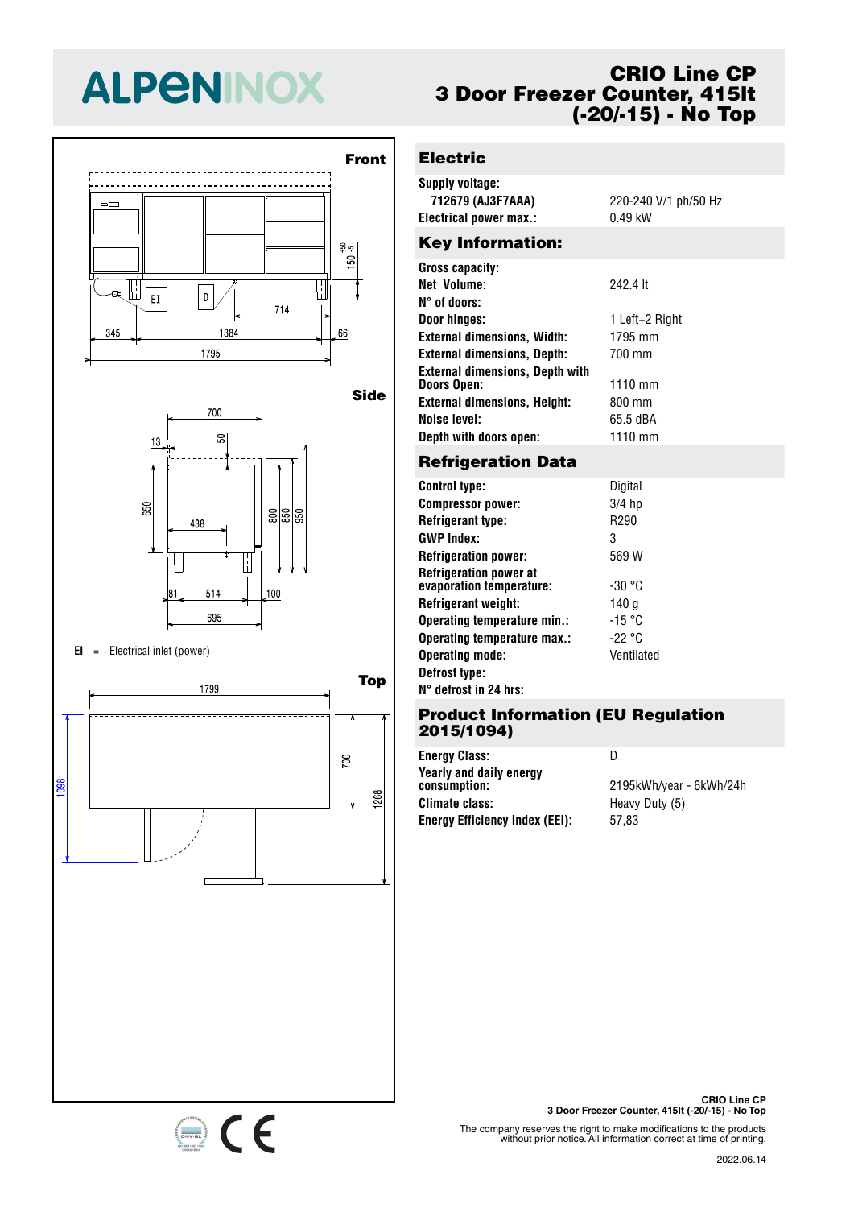# ALPENINOX

## CRIO Line CP
## 3 Door Freezer Counter, 415lt (-20/-15) - No Top

Front

Side

**EI** = Electrical inlet (power)

Top

## Electric

| | |
|---|---|
| **Supply voltage:** | |
| **712679 (AJ3F7AAA)** | 220-240 V/1 ph/50 Hz |
| **Electrical power max.:** | 0.49 kW |

## Key Information:

| | |
|---|---|
| **Gross capacity:** | |
| **Net Volume:** | 242.4 lt |
| **N° of doors:** | |
| **Door hinges:** | 1 Left+2 Right |
| **External dimensions, Width:** | 1795 mm |
| **External dimensions, Depth:** | 700 mm |
| **External dimensions, Depth with Doors Open:** | 1110 mm |
| **External dimensions, Height:** | 800 mm |
| **Noise level:** | 65.5 dBA |
| **Depth with doors open:** | 1110 mm |

## Refrigeration Data

| | |
|---|---|
| **Control type:** | Digital |
| **Compressor power:** | 3/4 hp |
| **Refrigerant type:** | R290 |
| **GWP Index:** | 3 |
| **Refrigeration power:** | 569 W |
| **Refrigeration power at evaporation temperature:** | -30 °C |
| **Refrigerant weight:** | 140 g |
| **Operating temperature min.:** | -15 °C |
| **Operating temperature max.:** | -22 °C |
| **Operating mode:** | Ventilated |
| **Defrost type:** | |
| **N° defrost in 24 hrs:** | |

## Product Information (EU Regulation 2015/1094)

| | |
|---|---|
| **Energy Class:** | D |
| **Yearly and daily energy consumption:** | 2195kWh/year - 6kWh/24h |
| **Climate class:** | Heavy Duty (5) |
| **Energy Efficiency Index (EEI):** | 57,83 |

CRIO Line CP
3 Door Freezer Counter, 415lt (-20/-15) - No Top

The company reserves the right to make modifications to the products without prior notice. All information correct at time of printing.

2022.06.14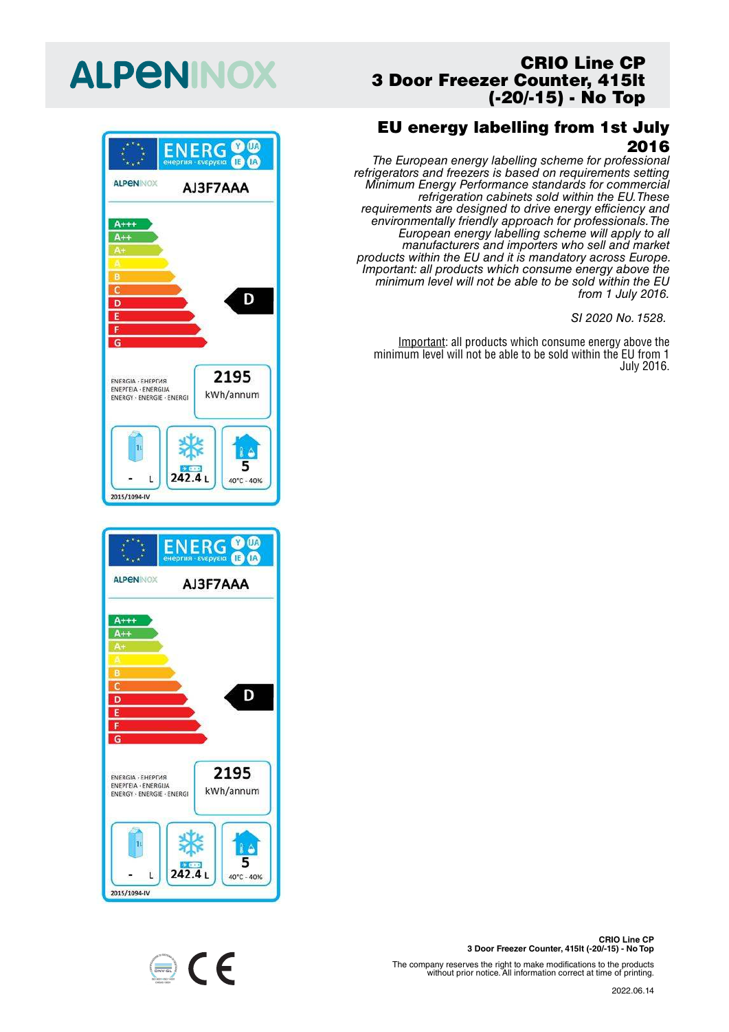# CRIO Line CP
# 3 Door Freezer Counter, 415lt (-20/-15) - No Top

## EU energy labelling from 1st July 2016

*The European energy labelling scheme for professional refrigerators and freezers is based on requirements setting Minimum Energy Performance standards for commercial refrigeration cabinets sold within the EU. These requirements are designed to drive energy efficiency and environmentally friendly approach for professionals. The European energy labelling scheme will apply to all manufacturers and importers who sell and market products within the EU and it is mandatory across Europe. Important: all products which consume energy above the minimum level will not be able to be sold within the EU from 1 July 2016.*

*SI 2020 No. 1528.*

Important: all products which consume energy above the minimum level will not be able to be sold within the EU from 1 July 2016.

ENERG
енергия · ενεργεια

ALPENINOX AJ3F7AAA

A+++
A++
A+
A
B
C
D
E
F
G

D

ENERGIA · ЕНЕРГИЯ
ΕΝΕΡΓΕΙΑ · ENERGIJA
ENERGY · ENERGIE · ENERGI

2195 kWh/annum

- L

242.4 L

5
40°C - 40%

2015/1094-IV

ENERG
енергия · ενεργεια

ALPENINOX AJ3F7AAA

A+++
A++
A+
A
B
C
D
E
F
G

D

ENERGIA · ЕНЕРГИЯ
ΕΝΕΡΓΕΙΑ · ENERGIJA
ENERGY · ENERGIE · ENERGI

2195 kWh/annum

- L

242.4 L

5
40°C - 40%

2015/1094-IV

The company reserves the right to make modifications to the products without prior notice. All information correct at time of printing.

2022.06.14